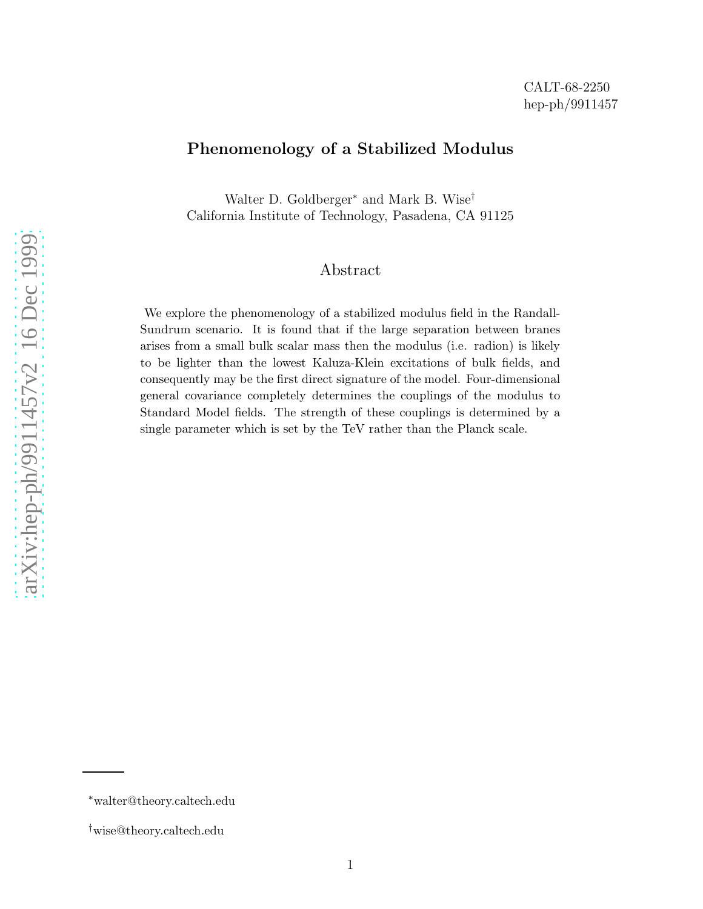CALT-68-2250
hep-ph/9911457

# Phenomenology of a Stabilized Modulus

Walter D. Goldberger[*] and Mark B. Wise[†]
California Institute of Technology, Pasadena, CA 91125

## Abstract

We explore the phenomenology of a stabilized modulus field in the Randall-Sundrum scenario. It is found that if the large separation between branes arises from a small bulk scalar mass then the modulus (i.e. radion) is likely to be lighter than the lowest Kaluza-Klein excitations of bulk fields, and consequently may be the first direct signature of the model. Four-dimensional general covariance completely determines the couplings of the modulus to Standard Model fields. The strength of these couplings is determined by a single parameter which is set by the TeV rather than the Planck scale.

---

[*]walter@theory.caltech.edu

[†]wise@theory.caltech.edu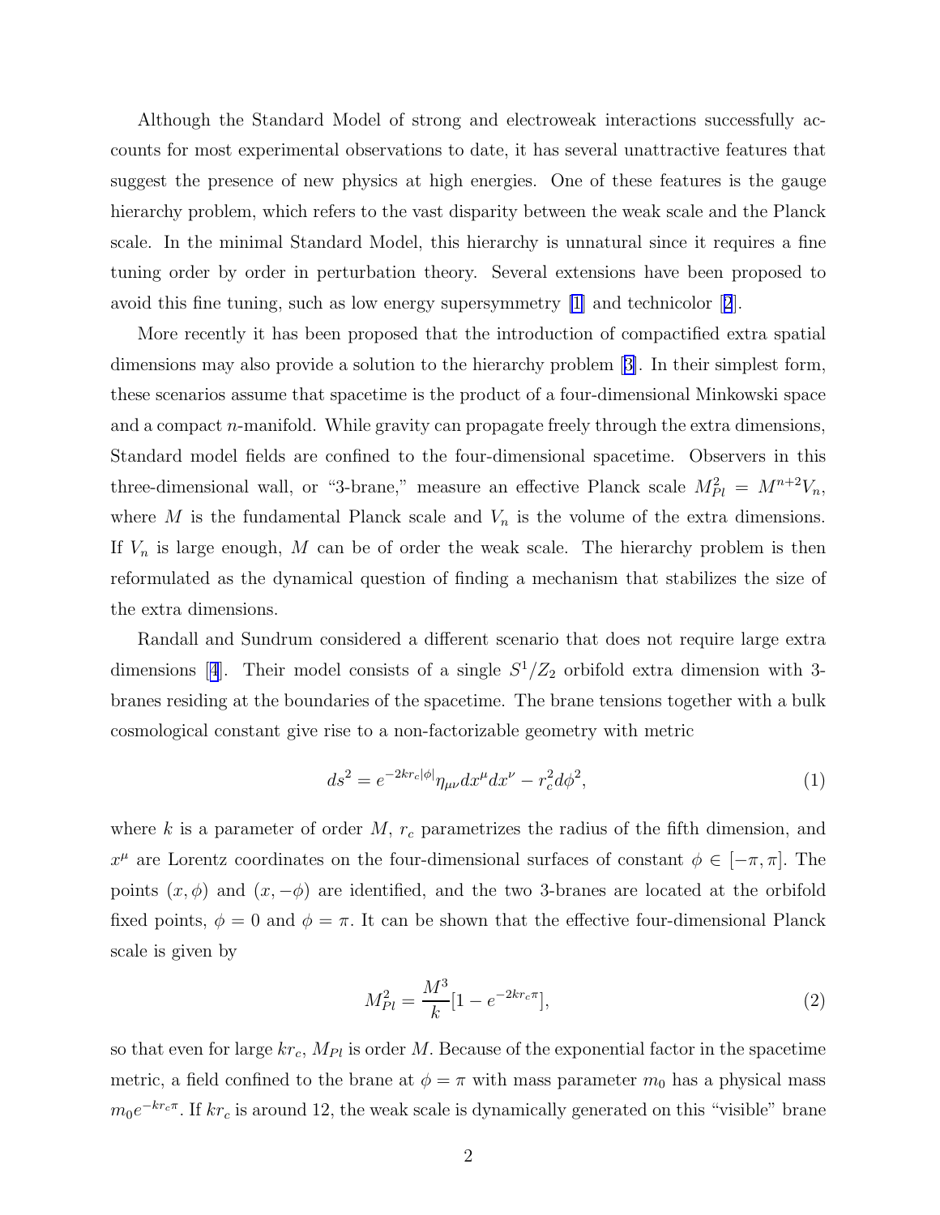Although the Standard Model of strong and electroweak interactions successfully accounts for most experimental observations to date, it has several unattractive features that suggest the presence of new physics at high energies. One of these features is the gauge hierarchy problem, which refers to the vast disparity between the weak scale and the Planck scale. In the minimal Standard Model, this hierarchy is unnatural since it requires a fine tuning order by order in perturbation theory. Several extensions have been proposed to avoid this fine tuning, such as low energy supersymmetry [1] and technicolor [2].

More recently it has been proposed that the introduction of compactified extra spatial dimensions may also provide a solution to the hierarchy problem [3]. In their simplest form, these scenarios assume that spacetime is the product of a four-dimensional Minkowski space and a compact $n$-manifold. While gravity can propagate freely through the extra dimensions, Standard model fields are confined to the four-dimensional spacetime. Observers in this three-dimensional wall, or "3-brane," measure an effective Planck scale $M_{Pl}^2 = M^{n+2} V_n$, where $M$ is the fundamental Planck scale and $V_n$ is the volume of the extra dimensions. If $V_n$ is large enough, $M$ can be of order the weak scale. The hierarchy problem is then reformulated as the dynamical question of finding a mechanism that stabilizes the size of the extra dimensions.

Randall and Sundrum considered a different scenario that does not require large extra dimensions [4]. Their model consists of a single $S^1/Z_2$ orbifold extra dimension with 3-branes residing at the boundaries of the spacetime. The brane tensions together with a bulk cosmological constant give rise to a non-factorizable geometry with metric

$$ds^2 = e^{-2kr_c|\phi|} \eta_{\mu\nu} dx^\mu dx^\nu - r_c^2 d\phi^2, \tag{1}$$

where $k$ is a parameter of order $M$, $r_c$ parametrizes the radius of the fifth dimension, and $x^\mu$ are Lorentz coordinates on the four-dimensional surfaces of constant $\phi \in [-\pi, \pi]$. The points $(x, \phi)$ and $(x, -\phi)$ are identified, and the two 3-branes are located at the orbifold fixed points, $\phi = 0$ and $\phi = \pi$. It can be shown that the effective four-dimensional Planck scale is given by

$$M_{Pl}^2 = \frac{M^3}{k} [1 - e^{-2kr_c\pi}], \tag{2}$$

so that even for large $kr_c$, $M_{Pl}$ is order $M$. Because of the exponential factor in the spacetime metric, a field confined to the brane at $\phi = \pi$ with mass parameter $m_0$ has a physical mass $m_0 e^{-kr_c\pi}$. If $kr_c$ is around 12, the weak scale is dynamically generated on this "visible" brane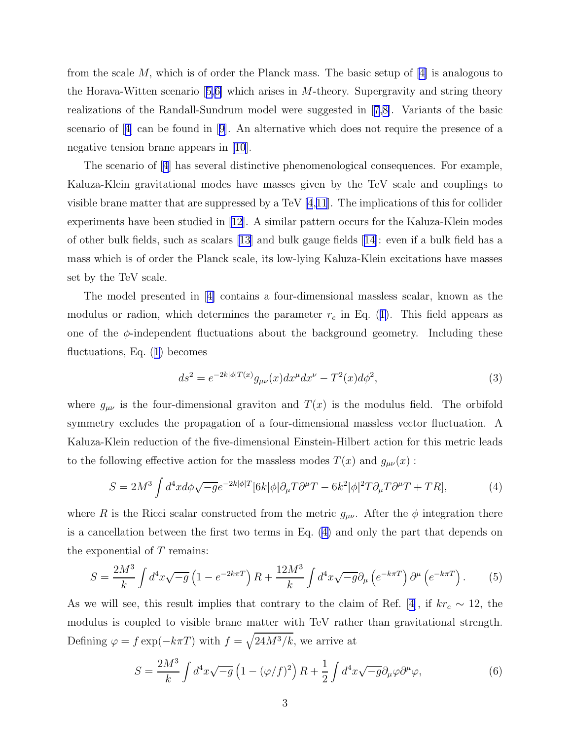from the scale $M$, which is of order the Planck mass. The basic setup of [4] is analogous to the Horava-Witten scenario [5,6] which arises in $M$-theory. Supergravity and string theory realizations of the Randall-Sundrum model were suggested in [7,8]. Variants of the basic scenario of [4] can be found in [9]. An alternative which does not require the presence of a negative tension brane appears in [10].

The scenario of [4] has several distinctive phenomenological consequences. For example, Kaluza-Klein gravitational modes have masses given by the TeV scale and couplings to visible brane matter that are suppressed by a TeV [4,11]. The implications of this for collider experiments have been studied in [12]. A similar pattern occurs for the Kaluza-Klein modes of other bulk fields, such as scalars [13] and bulk gauge fields [14]: even if a bulk field has a mass which is of order the Planck scale, its low-lying Kaluza-Klein excitations have masses set by the TeV scale.

The model presented in [4] contains a four-dimensional massless scalar, known as the modulus or radion, which determines the parameter $r_c$ in Eq. (1). This field appears as one of the $\phi$-independent fluctuations about the background geometry. Including these fluctuations, Eq. (1) becomes

$$ds^2 = e^{-2k|\phi|T(x)} g_{\mu\nu}(x) dx^\mu dx^\nu - T^2(x) d\phi^2, \tag{3}$$

where $g_{\mu\nu}$ is the four-dimensional graviton and $T(x)$ is the modulus field. The orbifold symmetry excludes the propagation of a four-dimensional massless vector fluctuation. A Kaluza-Klein reduction of the five-dimensional Einstein-Hilbert action for this metric leads to the following effective action for the massless modes $T(x)$ and $g_{\mu\nu}(x)$ :

$$S = 2M^3 \int d^4x d\phi \sqrt{-g} e^{-2k|\phi|T} [6k|\phi| \partial_\mu T \partial^\mu T - 6k^2 |\phi|^2 T \partial_\mu T \partial^\mu T + TR], \tag{4}$$

where $R$ is the Ricci scalar constructed from the metric $g_{\mu\nu}$. After the $\phi$ integration there is a cancellation between the first two terms in Eq. (4) and only the part that depends on the exponential of $T$ remains:

$$S = \frac{2M^3}{k} \int d^4x \sqrt{-g} \left(1 - e^{-2k\pi T}\right) R + \frac{12M^3}{k} \int d^4x \sqrt{-g} \partial_\mu \left(e^{-k\pi T}\right) \partial^\mu \left(e^{-k\pi T}\right). \tag{5}$$

As we will see, this result implies that contrary to the claim of Ref. [4], if $kr_c \sim 12$, the modulus is coupled to visible brane matter with TeV rather than gravitational strength. Defining $\varphi = f \exp(-k\pi T)$ with $f = \sqrt{24M^3/k}$, we arrive at

$$S = \frac{2M^3}{k} \int d^4x \sqrt{-g} \left(1 - (\varphi/f)^2\right) R + \frac{1}{2} \int d^4x \sqrt{-g} \partial_\mu \varphi \partial^\mu \varphi, \tag{6}$$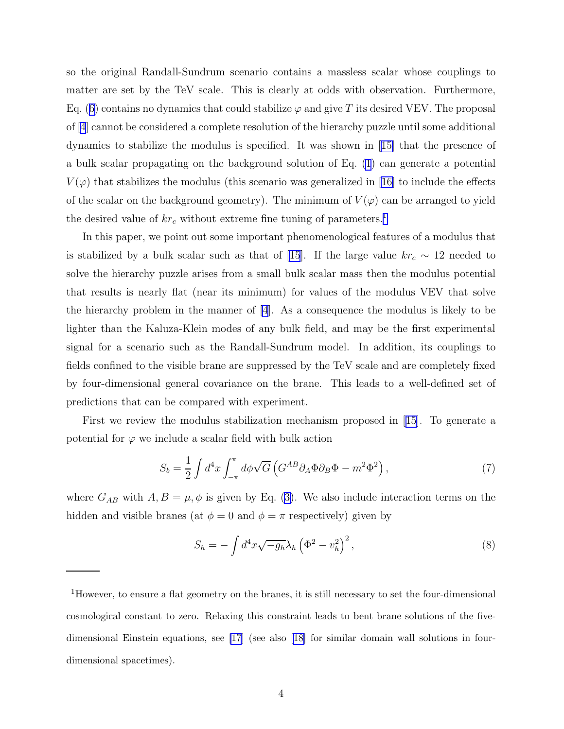so the original Randall-Sundrum scenario contains a massless scalar whose couplings to matter are set by the TeV scale. This is clearly at odds with observation. Furthermore, Eq. (6) contains no dynamics that could stabilize $\varphi$ and give $T$ its desired VEV. The proposal of [4] cannot be considered a complete resolution of the hierarchy puzzle until some additional dynamics to stabilize the modulus is specified. It was shown in [15] that the presence of a bulk scalar propagating on the background solution of Eq. (1) can generate a potential $V(\varphi)$ that stabilizes the modulus (this scenario was generalized in [16] to include the effects of the scalar on the background geometry). The minimum of $V(\varphi)$ can be arranged to yield the desired value of $kr_c$ without extreme fine tuning of parameters.[1]

In this paper, we point out some important phenomenological features of a modulus that is stabilized by a bulk scalar such as that of [15]. If the large value $kr_c \sim 12$ needed to solve the hierarchy puzzle arises from a small bulk scalar mass then the modulus potential that results is nearly flat (near its minimum) for values of the modulus VEV that solve the hierarchy problem in the manner of [4]. As a consequence the modulus is likely to be lighter than the Kaluza-Klein modes of any bulk field, and may be the first experimental signal for a scenario such as the Randall-Sundrum model. In addition, its couplings to fields confined to the visible brane are suppressed by the TeV scale and are completely fixed by four-dimensional general covariance on the brane. This leads to a well-defined set of predictions that can be compared with experiment.

First we review the modulus stabilization mechanism proposed in [15]. To generate a potential for $\varphi$ we include a scalar field with bulk action

$$S_b = \frac{1}{2}\int d^4x \int_{-\pi}^{\pi} d\phi \sqrt{G}\left(G^{AB}\partial_A\Phi\partial_B\Phi - m^2\Phi^2\right), \tag{7}$$

where $G_{AB}$ with $A, B = \mu, \phi$ is given by Eq. (3). We also include interaction terms on the hidden and visible branes (at $\phi = 0$ and $\phi = \pi$ respectively) given by

$$S_h = -\int d^4x \sqrt{-g_h}\lambda_h\left(\Phi^2 - v_h^2\right)^2, \tag{8}$$

[1] However, to ensure a flat geometry on the branes, it is still necessary to set the four-dimensional cosmological constant to zero. Relaxing this constraint leads to bent brane solutions of the five-dimensional Einstein equations, see [17] (see also [18] for similar domain wall solutions in four-dimensional spacetimes).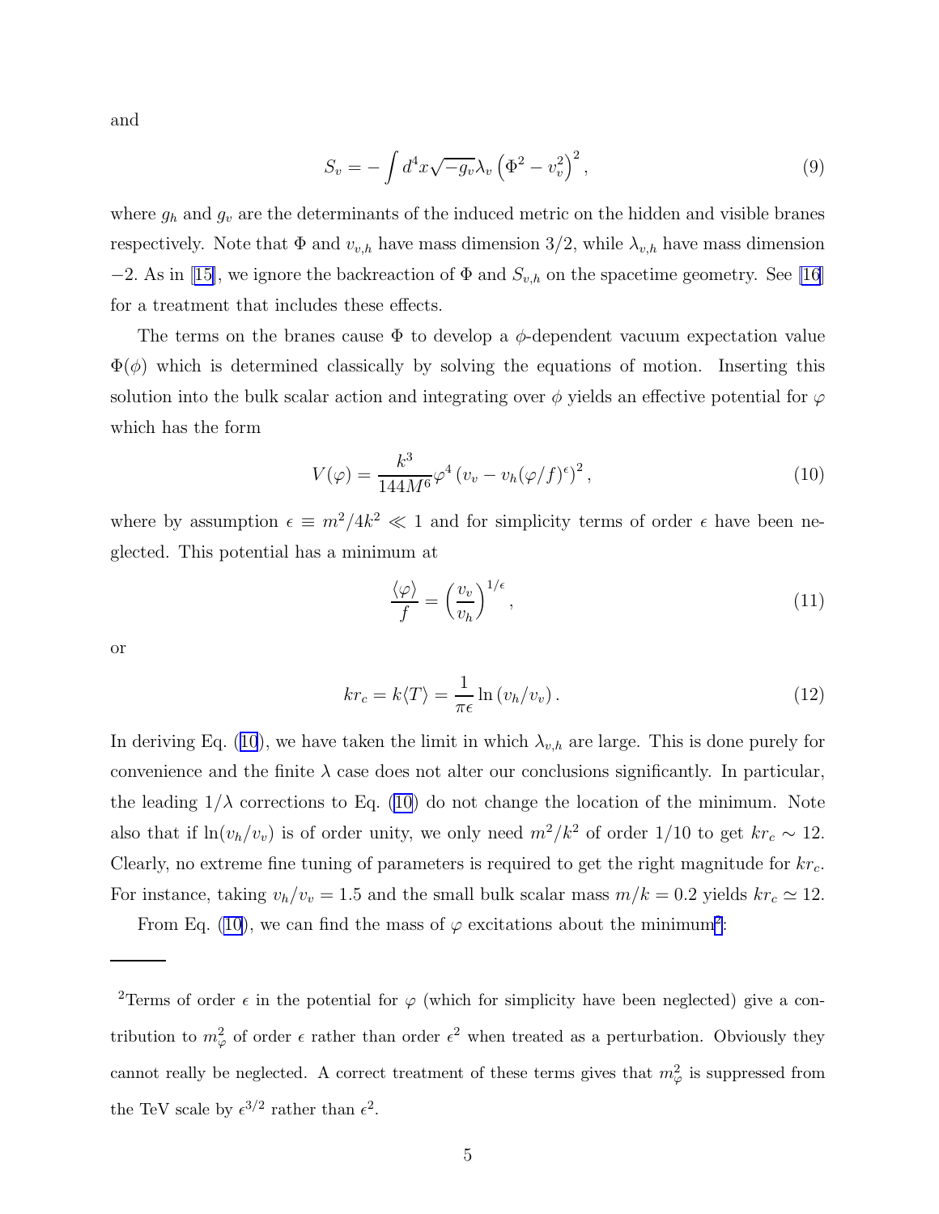and

$$S_v = -\int d^4x\sqrt{-g_v}\lambda_v\left(\Phi^2 - v_v^2\right)^2, \tag{9}$$

where $g_h$ and $g_v$ are the determinants of the induced metric on the hidden and visible branes respectively. Note that $\Phi$ and $v_{v,h}$ have mass dimension 3/2, while $\lambda_{v,h}$ have mass dimension $-2$. As in [15], we ignore the backreaction of $\Phi$ and $S_{v,h}$ on the spacetime geometry. See [16] for a treatment that includes these effects.

The terms on the branes cause $\Phi$ to develop a $\phi$-dependent vacuum expectation value $\Phi(\phi)$ which is determined classically by solving the equations of motion. Inserting this solution into the bulk scalar action and integrating over $\phi$ yields an effective potential for $\varphi$ which has the form

$$V(\varphi) = \frac{k^3}{144M^6}\varphi^4\left(v_v - v_h(\varphi/f)^\epsilon\right)^2, \tag{10}$$

where by assumption $\epsilon \equiv m^2/4k^2 \ll 1$ and for simplicity terms of order $\epsilon$ have been neglected. This potential has a minimum at

$$\frac{\langle\varphi\rangle}{f} = \left(\frac{v_v}{v_h}\right)^{1/\epsilon}, \tag{11}$$

or

$$kr_c = k\langle T\rangle = \frac{1}{\pi\epsilon}\ln\left(v_h/v_v\right). \tag{12}$$

In deriving Eq. (10), we have taken the limit in which $\lambda_{v,h}$ are large. This is done purely for convenience and the finite $\lambda$ case does not alter our conclusions significantly. In particular, the leading $1/\lambda$ corrections to Eq. (10) do not change the location of the minimum. Note also that if $\ln(v_h/v_v)$ is of order unity, we only need $m^2/k^2$ of order 1/10 to get $kr_c \sim 12$. Clearly, no extreme fine tuning of parameters is required to get the right magnitude for $kr_c$. For instance, taking $v_h/v_v = 1.5$ and the small bulk scalar mass $m/k = 0.2$ yields $kr_c \simeq 12$.

From Eq. (10), we can find the mass of $\varphi$ excitations about the minimum[2]:

---

[2]Terms of order $\epsilon$ in the potential for $\varphi$ (which for simplicity have been neglected) give a contribution to $m_\varphi^2$ of order $\epsilon$ rather than order $\epsilon^2$ when treated as a perturbation. Obviously they cannot really be neglected. A correct treatment of these terms gives that $m_\varphi^2$ is suppressed from the TeV scale by $\epsilon^{3/2}$ rather than $\epsilon^2$.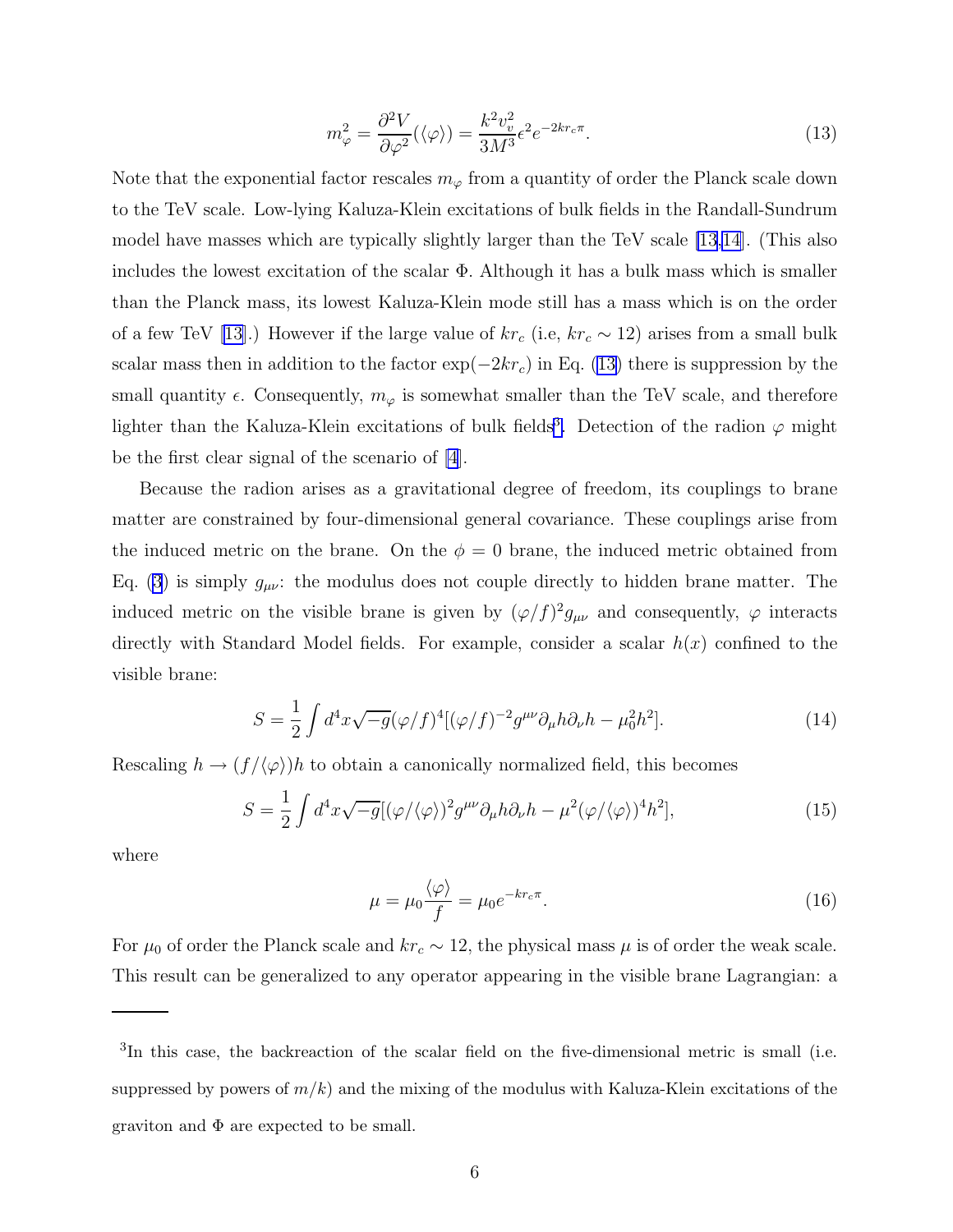$$m_\varphi^2 = \frac{\partial^2 V}{\partial \varphi^2}(\langle\varphi\rangle) = \frac{k^2 v_v^2}{3M^3}\epsilon^2 e^{-2kr_c\pi}. \tag{13}$$

Note that the exponential factor rescales $m_\varphi$ from a quantity of order the Planck scale down to the TeV scale. Low-lying Kaluza-Klein excitations of bulk fields in the Randall-Sundrum model have masses which are typically slightly larger than the TeV scale [13,14]. (This also includes the lowest excitation of the scalar $\Phi$. Although it has a bulk mass which is smaller than the Planck mass, its lowest Kaluza-Klein mode still has a mass which is on the order of a few TeV [13].) However if the large value of $kr_c$ (i.e, $kr_c \sim 12$) arises from a small bulk scalar mass then in addition to the factor $\exp(-2kr_c)$ in Eq. (13) there is suppression by the small quantity $\epsilon$. Consequently, $m_\varphi$ is somewhat smaller than the TeV scale, and therefore lighter than the Kaluza-Klein excitations of bulk fields[3]. Detection of the radion $\varphi$ might be the first clear signal of the scenario of [4].

Because the radion arises as a gravitational degree of freedom, its couplings to brane matter are constrained by four-dimensional general covariance. These couplings arise from the induced metric on the brane. On the $\phi = 0$ brane, the induced metric obtained from Eq. (3) is simply $g_{\mu\nu}$: the modulus does not couple directly to hidden brane matter. The induced metric on the visible brane is given by $(\varphi/f)^2 g_{\mu\nu}$ and consequently, $\varphi$ interacts directly with Standard Model fields. For example, consider a scalar $h(x)$ confined to the visible brane:

$$S = \frac{1}{2}\int d^4x\sqrt{-g}(\varphi/f)^4[(\varphi/f)^{-2} g^{\mu\nu}\partial_\mu h \partial_\nu h - \mu_0^2 h^2]. \tag{14}$$

Rescaling $h \to (f/\langle\varphi\rangle)h$ to obtain a canonically normalized field, this becomes

$$S = \frac{1}{2}\int d^4x\sqrt{-g}[(\varphi/\langle\varphi\rangle)^2 g^{\mu\nu}\partial_\mu h \partial_\nu h - \mu^2(\varphi/\langle\varphi\rangle)^4 h^2], \tag{15}$$

where

$$\mu = \mu_0 \frac{\langle\varphi\rangle}{f} = \mu_0 e^{-kr_c\pi}. \tag{16}$$

For $\mu_0$ of order the Planck scale and $kr_c \sim 12$, the physical mass $\mu$ is of order the weak scale. This result can be generalized to any operator appearing in the visible brane Lagrangian: a

---

[3] In this case, the backreaction of the scalar field on the five-dimensional metric is small (i.e. suppressed by powers of $m/k$) and the mixing of the modulus with Kaluza-Klein excitations of the graviton and $\Phi$ are expected to be small.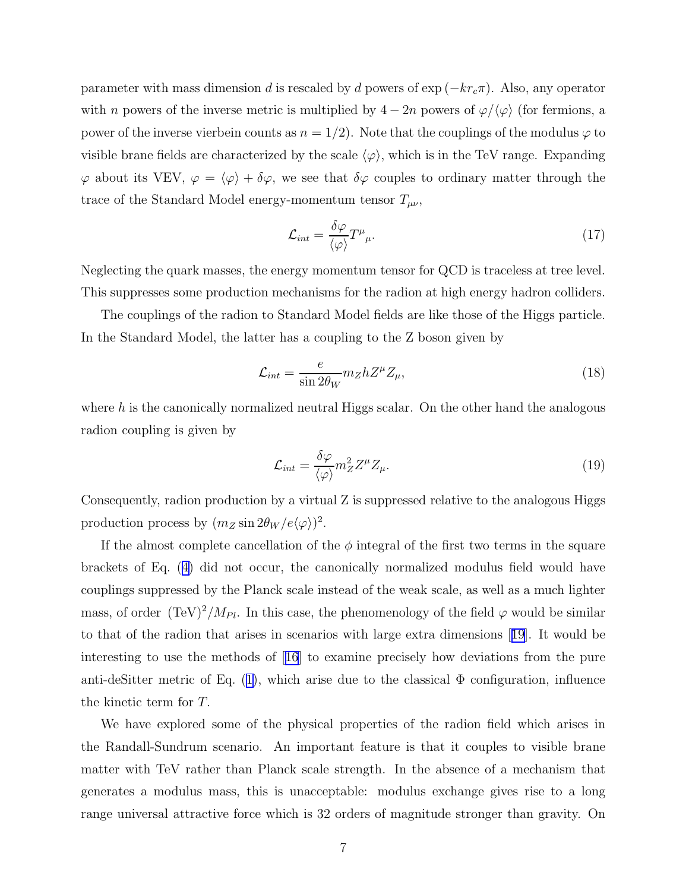parameter with mass dimension $d$ is rescaled by $d$ powers of $\exp(-kr_c\pi)$. Also, any operator with $n$ powers of the inverse metric is multiplied by $4-2n$ powers of $\varphi/\langle\varphi\rangle$ (for fermions, a power of the inverse vierbein counts as $n=1/2$). Note that the couplings of the modulus $\varphi$ to visible brane fields are characterized by the scale $\langle\varphi\rangle$, which is in the TeV range. Expanding $\varphi$ about its VEV, $\varphi = \langle\varphi\rangle + \delta\varphi$, we see that $\delta\varphi$ couples to ordinary matter through the trace of the Standard Model energy-momentum tensor $T_{\mu\nu}$,

$$\mathcal{L}_{int} = \frac{\delta\varphi}{\langle\varphi\rangle} T^{\mu}{}_{\mu}. \tag{17}$$

Neglecting the quark masses, the energy momentum tensor for QCD is traceless at tree level. This suppresses some production mechanisms for the radion at high energy hadron colliders.

The couplings of the radion to Standard Model fields are like those of the Higgs particle. In the Standard Model, the latter has a coupling to the Z boson given by

$$\mathcal{L}_{int} = \frac{e}{\sin 2\theta_W} m_Z h Z^{\mu} Z_{\mu}, \tag{18}$$

where $h$ is the canonically normalized neutral Higgs scalar. On the other hand the analogous radion coupling is given by

$$\mathcal{L}_{int} = \frac{\delta\varphi}{\langle\varphi\rangle} m_Z^2 Z^{\mu} Z_{\mu}. \tag{19}$$

Consequently, radion production by a virtual Z is suppressed relative to the analogous Higgs production process by $(m_Z \sin 2\theta_W / e\langle\varphi\rangle)^2$.

If the almost complete cancellation of the $\phi$ integral of the first two terms in the square brackets of Eq. (4) did not occur, the canonically normalized modulus field would have couplings suppressed by the Planck scale instead of the weak scale, as well as a much lighter mass, of order $(\mathrm{TeV})^2/M_{Pl}$. In this case, the phenomenology of the field $\varphi$ would be similar to that of the radion that arises in scenarios with large extra dimensions [19]. It would be interesting to use the methods of [16] to examine precisely how deviations from the pure anti-deSitter metric of Eq. (1), which arise due to the classical $\Phi$ configuration, influence the kinetic term for $T$.

We have explored some of the physical properties of the radion field which arises in the Randall-Sundrum scenario. An important feature is that it couples to visible brane matter with TeV rather than Planck scale strength. In the absence of a mechanism that generates a modulus mass, this is unacceptable: modulus exchange gives rise to a long range universal attractive force which is 32 orders of magnitude stronger than gravity. On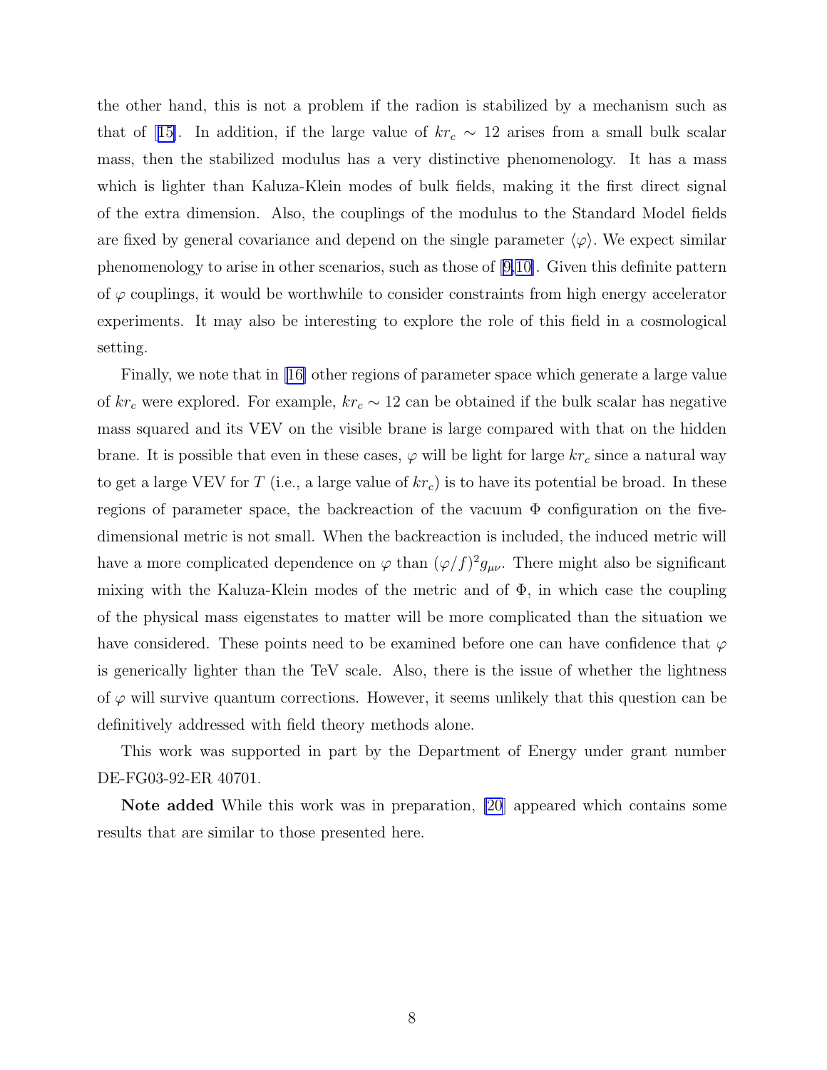the other hand, this is not a problem if the radion is stabilized by a mechanism such as that of [15]. In addition, if the large value of $kr_c \sim 12$ arises from a small bulk scalar mass, then the stabilized modulus has a very distinctive phenomenology. It has a mass which is lighter than Kaluza-Klein modes of bulk fields, making it the first direct signal of the extra dimension. Also, the couplings of the modulus to the Standard Model fields are fixed by general covariance and depend on the single parameter $\langle\varphi\rangle$. We expect similar phenomenology to arise in other scenarios, such as those of [9,10]. Given this definite pattern of $\varphi$ couplings, it would be worthwhile to consider constraints from high energy accelerator experiments. It may also be interesting to explore the role of this field in a cosmological setting.

Finally, we note that in [16] other regions of parameter space which generate a large value of $kr_c$ were explored. For example, $kr_c \sim 12$ can be obtained if the bulk scalar has negative mass squared and its VEV on the visible brane is large compared with that on the hidden brane. It is possible that even in these cases, $\varphi$ will be light for large $kr_c$ since a natural way to get a large VEV for $T$ (i.e., a large value of $kr_c$) is to have its potential be broad. In these regions of parameter space, the backreaction of the vacuum $\Phi$ configuration on the five-dimensional metric is not small. When the backreaction is included, the induced metric will have a more complicated dependence on $\varphi$ than $(\varphi/f)^2 g_{\mu\nu}$. There might also be significant mixing with the Kaluza-Klein modes of the metric and of $\Phi$, in which case the coupling of the physical mass eigenstates to matter will be more complicated than the situation we have considered. These points need to be examined before one can have confidence that $\varphi$ is generically lighter than the TeV scale. Also, there is the issue of whether the lightness of $\varphi$ will survive quantum corrections. However, it seems unlikely that this question can be definitively addressed with field theory methods alone.

This work was supported in part by the Department of Energy under grant number DE-FG03-92-ER 40701.

**Note added** While this work was in preparation, [20] appeared which contains some results that are similar to those presented here.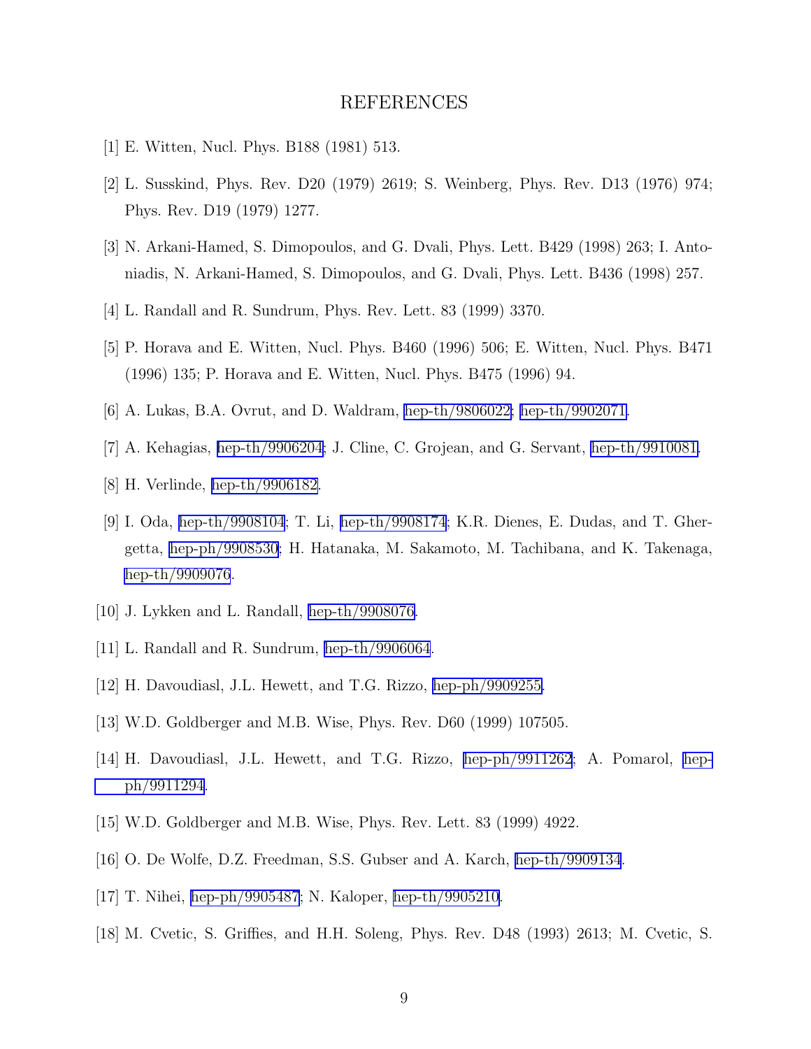# REFERENCES

[1] E. Witten, Nucl. Phys. B188 (1981) 513.

[2] L. Susskind, Phys. Rev. D20 (1979) 2619; S. Weinberg, Phys. Rev. D13 (1976) 974; Phys. Rev. D19 (1979) 1277.

[3] N. Arkani-Hamed, S. Dimopoulos, and G. Dvali, Phys. Lett. B429 (1998) 263; I. Antoniadis, N. Arkani-Hamed, S. Dimopoulos, and G. Dvali, Phys. Lett. B436 (1998) 257.

[4] L. Randall and R. Sundrum, Phys. Rev. Lett. 83 (1999) 3370.

[5] P. Horava and E. Witten, Nucl. Phys. B460 (1996) 506; E. Witten, Nucl. Phys. B471 (1996) 135; P. Horava and E. Witten, Nucl. Phys. B475 (1996) 94.

[6] A. Lukas, B.A. Ovrut, and D. Waldram, hep-th/9806022; hep-th/9902071.

[7] A. Kehagias, hep-th/9906204; J. Cline, C. Grojean, and G. Servant, hep-th/9910081.

[8] H. Verlinde, hep-th/9906182.

[9] I. Oda, hep-th/9908104; T. Li, hep-th/9908174; K.R. Dienes, E. Dudas, and T. Gherghetta, hep-ph/9908530; H. Hatanaka, M. Sakamoto, M. Tachibana, and K. Takenaga, hep-th/9909076.

[10] J. Lykken and L. Randall, hep-th/9908076.

[11] L. Randall and R. Sundrum, hep-th/9906064.

[12] H. Davoudiasl, J.L. Hewett, and T.G. Rizzo, hep-ph/9909255.

[13] W.D. Goldberger and M.B. Wise, Phys. Rev. D60 (1999) 107505.

[14] H. Davoudiasl, J.L. Hewett, and T.G. Rizzo, hep-ph/9911262; A. Pomarol, hep-ph/9911294.

[15] W.D. Goldberger and M.B. Wise, Phys. Rev. Lett. 83 (1999) 4922.

[16] O. De Wolfe, D.Z. Freedman, S.S. Gubser and A. Karch, hep-th/9909134.

[17] T. Nihei, hep-ph/9905487; N. Kaloper, hep-th/9905210.

[18] M. Cvetic, S. Griffies, and H.H. Soleng, Phys. Rev. D48 (1993) 2613; M. Cvetic, S.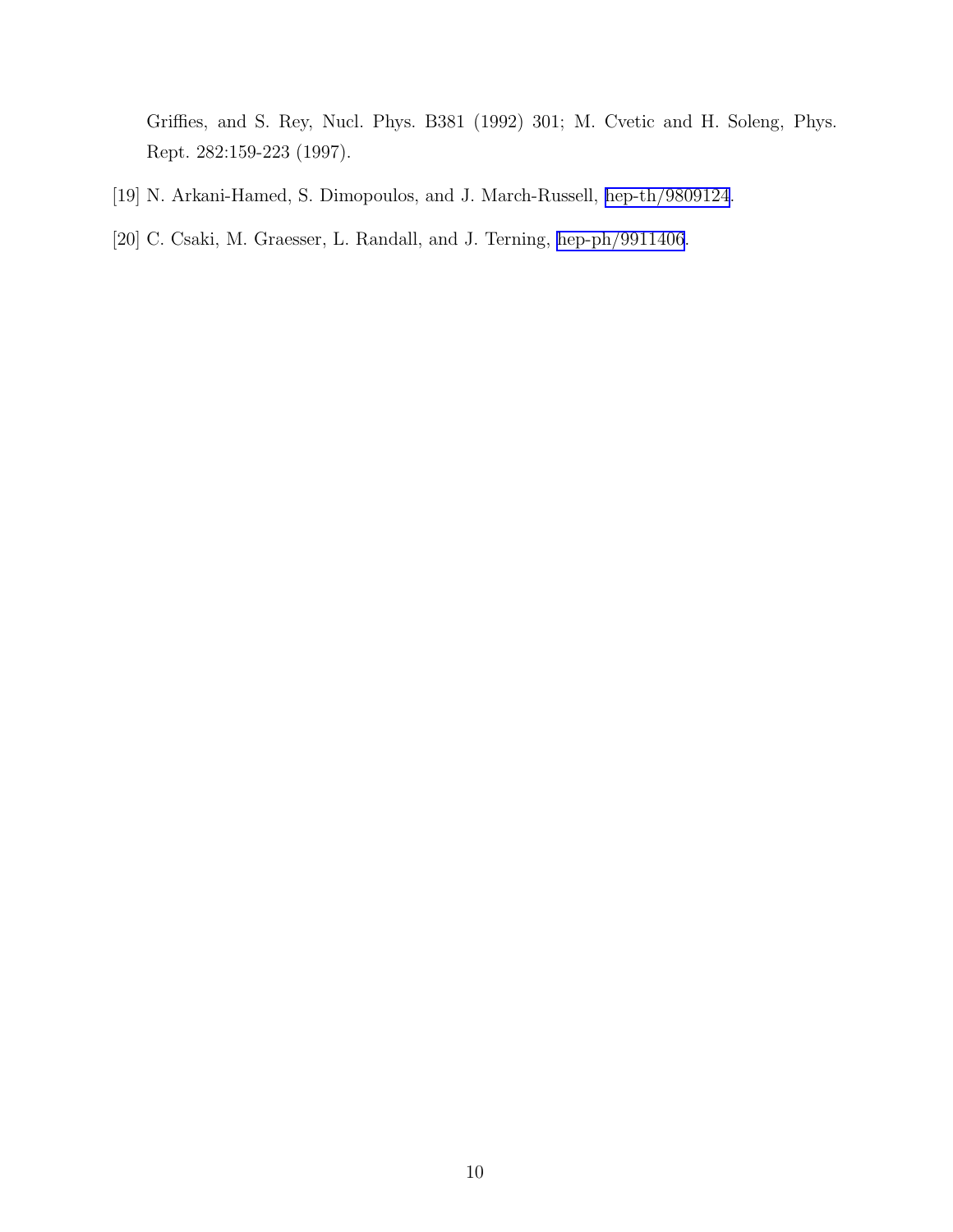Griffies, and S. Rey, Nucl. Phys. B381 (1992) 301; M. Cvetic and H. Soleng, Phys. Rept. 282:159-223 (1997).

[19] N. Arkani-Hamed, S. Dimopoulos, and J. March-Russell, hep-th/9809124.

[20] C. Csaki, M. Graesser, L. Randall, and J. Terning, hep-ph/9911406.